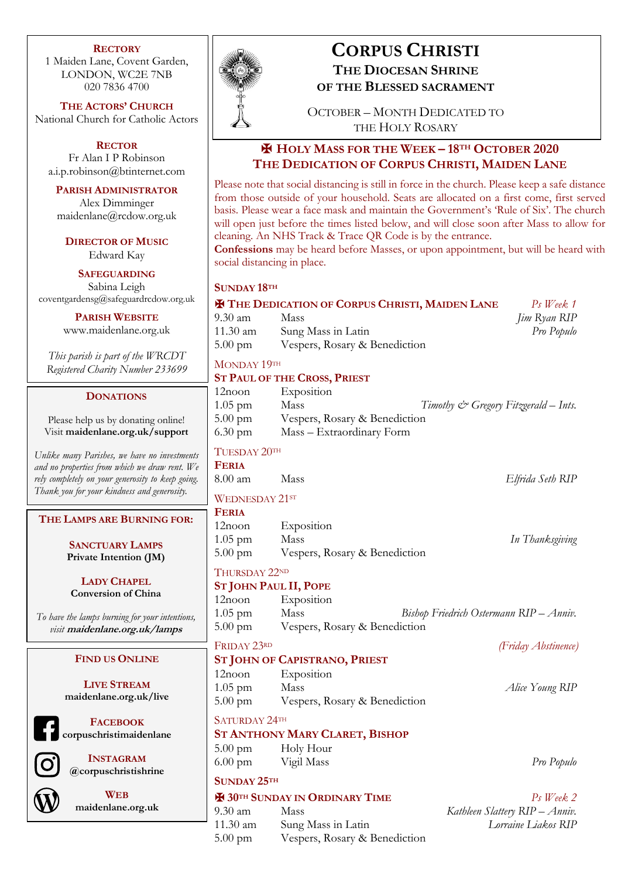# CORPUS CHRISTI

## THE DIOCESAN SHRINE OF THE BLESSED SACRAMENT

OCTOBER – MONTH DEDICATED TO THE HOLY ROSARY

## ✠ HOLY MASS FOR THE WEEK – 18TH OCTOBER 2020
## THE DEDICATION OF CORPUS CHRISTI, MAIDEN LANE

Please note that social distancing is still in force in the church. Please keep a safe distance from those outside of your household. Seats are allocated on a first come, first served basis. Please wear a face mask and maintain the Government's 'Rule of Six'. The church will open just before the times listed below, and will close soon after Mass to allow for cleaning. An NHS Track & Trace QR Code is by the entrance.

**Confessions** may be heard before Masses, or upon appointment, but will be heard with social distancing in place.

### SUNDAY 18TH

**✠ THE DEDICATION OF CORPUS CHRISTI, MAIDEN LANE** *Ps Week 1*

| | | |
|---|---|---|
| 9.30 am | Mass | *Jim Ryan RIP* |
| 11.30 am | Sung Mass in Latin | *Pro Populo* |
| 5.00 pm | Vespers, Rosary & Benediction | |

### MONDAY 19TH

**ST PAUL OF THE CROSS, PRIEST**

| | | |
|---|---|---|
| 12noon | Exposition | |
| 1.05 pm | Mass | *Timothy & Gregory Fitzgerald – Ints.* |
| 5.00 pm | Vespers, Rosary & Benediction | |
| 6.30 pm | Mass – Extraordinary Form | |

### TUESDAY 20TH

**FERIA**

| | | |
|---|---|---|
| 8.00 am | Mass | *Elfrida Seth RIP* |

### WEDNESDAY 21ST

**FERIA**

| | | |
|---|---|---|
| 12noon | Exposition | |
| 1.05 pm | Mass | *In Thanksgiving* |
| 5.00 pm | Vespers, Rosary & Benediction | |

### THURSDAY 22ND

**ST JOHN PAUL II, POPE**

| | | |
|---|---|---|
| 12noon | Exposition | |
| 1.05 pm | Mass | *Bishop Friedrich Ostermann RIP – Anniv.* |
| 5.00 pm | Vespers, Rosary & Benediction | |

### FRIDAY 23RD *(Friday Abstinence)*

**ST JOHN OF CAPISTRANO, PRIEST**

| | | |
|---|---|---|
| 12noon | Exposition | |
| 1.05 pm | Mass | *Alice Young RIP* |
| 5.00 pm | Vespers, Rosary & Benediction | |

### SATURDAY 24TH

**ST ANTHONY MARY CLARET, BISHOP**

| | | |
|---|---|---|
| 5.00 pm | Holy Hour | |
| 6.00 pm | Vigil Mass | *Pro Populo* |

### SUNDAY 25TH

**✠ 30TH SUNDAY IN ORDINARY TIME** *Ps Week 2*

| | | |
|---|---|---|
| 9.30 am | Mass | *Kathleen Slattery RIP – Anniv.* |
| 11.30 am | Sung Mass in Latin | *Lorraine Liakos RIP* |
| 5.00 pm | Vespers, Rosary & Benediction | |

---

**RECTORY**
1 Maiden Lane, Covent Garden,
LONDON, WC2E 7NB
020 7836 4700

**THE ACTORS' CHURCH**
National Church for Catholic Actors

**RECTOR**
Fr Alan I P Robinson
a.i.p.robinson@btinternet.com

**PARISH ADMINISTRATOR**
Alex Dimminger
maidenlane@rcdow.org.uk

**DIRECTOR OF MUSIC**
Edward Kay

**SAFEGUARDING**
Sabina Leigh
coventgardensg@safeguardrcdow.org.uk

**PARISH WEBSITE**
www.maidenlane.org.uk

*This parish is part of the WRCDT Registered Charity Number 233699*

**DONATIONS**

Please help us by donating online!
Visit **maidenlane.org.uk/support**

*Unlike many Parishes, we have no investments and no properties from which we draw rent. We rely completely on your generosity to keep going. Thank you for your kindness and generosity.*

**THE LAMPS ARE BURNING FOR:**

**SANCTUARY LAMPS**
**Private Intention (JM)**

**LADY CHAPEL**
**Conversion of China**

*To have the lamps burning for your intentions, visit **maidenlane.org.uk/lamps***

**FIND US ONLINE**

**LIVE STREAM**
**maidenlane.org.uk/live**

**FACEBOOK**
**corpuschristimaidenlane**

**INSTAGRAM**
**@corpuschristishrine**

**WEB**
**maidenlane.org.uk**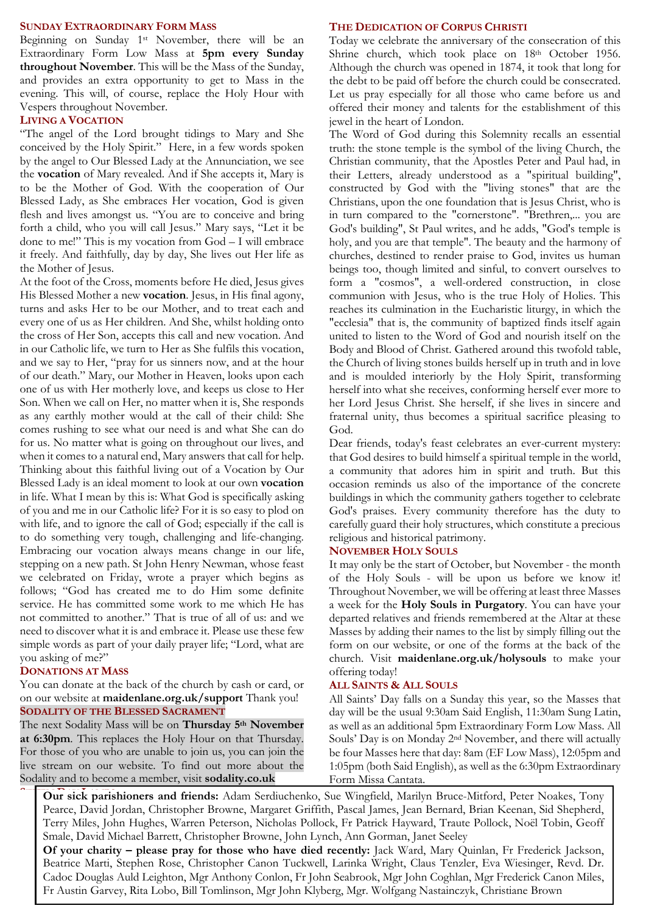## SUNDAY EXTRAORDINARY FORM MASS

Beginning on Sunday 1st November, there will be an Extraordinary Form Low Mass at **5pm every Sunday throughout November**. This will be the Mass of the Sunday, and provides an extra opportunity to get to Mass in the evening. This will, of course, replace the Holy Hour with Vespers throughout November.

## LIVING A VOCATION

"The angel of the Lord brought tidings to Mary and She conceived by the Holy Spirit." Here, in a few words spoken by the angel to Our Blessed Lady at the Annunciation, we see the **vocation** of Mary revealed. And if She accepts it, Mary is to be the Mother of God. With the cooperation of Our Blessed Lady, as She embraces Her vocation, God is given flesh and lives amongst us. "You are to conceive and bring forth a child, who you will call Jesus." Mary says, "Let it be done to me!" This is my vocation from God – I will embrace it freely. And faithfully, day by day, She lives out Her life as the Mother of Jesus.

At the foot of the Cross, moments before He died, Jesus gives His Blessed Mother a new **vocation**. Jesus, in His final agony, turns and asks Her to be our Mother, and to treat each and every one of us as Her children. And She, whilst holding onto the cross of Her Son, accepts this call and new vocation. And in our Catholic life, we turn to Her as She fulfils this vocation, and we say to Her, "pray for us sinners now, and at the hour of our death." Mary, our Mother in Heaven, looks upon each one of us with Her motherly love, and keeps us close to Her Son. When we call on Her, no matter when it is, She responds as any earthly mother would at the call of their child: She comes rushing to see what our need is and what She can do for us. No matter what is going on throughout our lives, and when it comes to a natural end, Mary answers that call for help. Thinking about this faithful living out of a Vocation by Our Blessed Lady is an ideal moment to look at our own **vocation** in life. What I mean by this is: What God is specifically asking of you and me in our Catholic life? For it is so easy to plod on with life, and to ignore the call of God; especially if the call is to do something very tough, challenging and life-changing. Embracing our vocation always means change in our life, stepping on a new path. St John Henry Newman, whose feast we celebrated on Friday, wrote a prayer which begins as follows; "God has created me to do Him some definite service. He has committed some work to me which He has not committed to another." That is true of all of us: and we need to discover what it is and embrace it. Please use these few simple words as part of your daily prayer life; "Lord, what are you asking of me?"

## DONATIONS AT MASS

You can donate at the back of the church by cash or card, or on our website at **maidenlane.org.uk/support** Thank you!

## SODALITY OF THE BLESSED SACRAMENT

The next Sodality Mass will be on **Thursday 5th November at 6:30pm**. This replaces the Holy Hour on that Thursday. For those of you who are unable to join us, you can join the live stream on our website. To find out more about the Sodality and to become a member, visit **sodality.co.uk**

## THE DEDICATION OF CORPUS CHRISTI

Today we celebrate the anniversary of the consecration of this Shrine church, which took place on 18th October 1956. Although the church was opened in 1874, it took that long for the debt to be paid off before the church could be consecrated. Let us pray especially for all those who came before us and offered their money and talents for the establishment of this jewel in the heart of London.

The Word of God during this Solemnity recalls an essential truth: the stone temple is the symbol of the living Church, the Christian community, that the Apostles Peter and Paul had, in their Letters, already understood as a "spiritual building", constructed by God with the "living stones" that are the Christians, upon the one foundation that is Jesus Christ, who is in turn compared to the "cornerstone". "Brethren,... you are God's building", St Paul writes, and he adds, "God's temple is holy, and you are that temple". The beauty and the harmony of churches, destined to render praise to God, invites us human beings too, though limited and sinful, to convert ourselves to form a "cosmos", a well-ordered construction, in close communion with Jesus, who is the true Holy of Holies. This reaches its culmination in the Eucharistic liturgy, in which the "ecclesia" that is, the community of baptized finds itself again united to listen to the Word of God and nourish itself on the Body and Blood of Christ. Gathered around this twofold table, the Church of living stones builds herself up in truth and in love and is moulded interiorly by the Holy Spirit, transforming herself into what she receives, conforming herself ever more to her Lord Jesus Christ. She herself, if she lives in sincere and fraternal unity, thus becomes a spiritual sacrifice pleasing to God.

Dear friends, today's feast celebrates an ever-current mystery: that God desires to build himself a spiritual temple in the world, a community that adores him in spirit and truth. But this occasion reminds us also of the importance of the concrete buildings in which the community gathers together to celebrate God's praises. Every community therefore has the duty to carefully guard their holy structures, which constitute a precious religious and historical patrimony.

## NOVEMBER HOLY SOULS

It may only be the start of October, but November - the month of the Holy Souls - will be upon us before we know it! Throughout November, we will be offering at least three Masses a week for the **Holy Souls in Purgatory**. You can have your departed relatives and friends remembered at the Altar at these Masses by adding their names to the list by simply filling out the form on our website, or one of the forms at the back of the church. Visit **maidenlane.org.uk/holysouls** to make your offering today!

## ALL SAINTS & ALL SOULS

All Saints' Day falls on a Sunday this year, so the Masses that day will be the usual 9:30am Said English, 11:30am Sung Latin, as well as an additional 5pm Extraordinary Form Low Mass. All Souls' Day is on Monday 2nd November, and there will actually be four Masses here that day: 8am (EF Low Mass), 12:05pm and 1:05pm (both Said English), as well as the 6:30pm Extraordinary Form Missa Cantata.

**Our sick parishioners and friends:** Adam Serdiuchenko, Sue Wingfield, Marilyn Bruce-Mitford, Peter Noakes, Tony Pearce, David Jordan, Christopher Browne, Margaret Griffith, Pascal James, Jean Bernard, Brian Keenan, Sid Shepherd, Terry Miles, John Hughes, Warren Peterson, Nicholas Pollock, Fr Patrick Hayward, Traute Pollock, Noël Tobin, Geoff Smale, David Michael Barrett, Christopher Browne, John Lynch, Ann Gorman, Janet Seeley

**Of your charity – please pray for those who have died recently:** Jack Ward, Mary Quinlan, Fr Frederick Jackson, Beatrice Marti, Stephen Rose, Christopher Canon Tuckwell, Larinka Wright, Claus Tenzler, Eva Wiesinger, Revd. Dr. Cadoc Douglas Auld Leighton, Mgr Anthony Conlon, Fr John Seabrook, Mgr John Coghlan, Mgr Frederick Canon Miles, Fr Austin Garvey, Rita Lobo, Bill Tomlinson, Mgr John Klyberg, Mgr. Wolfgang Nastainczyk, Christiane Brown